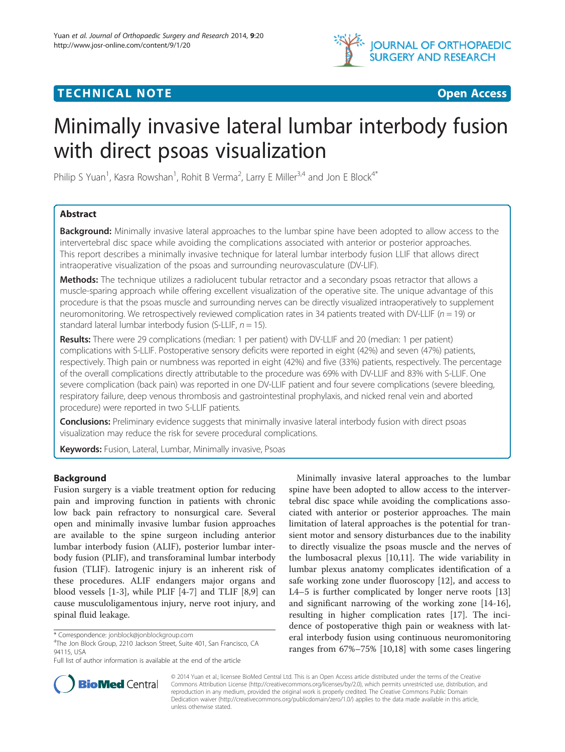TECHNICAL NOTE Open Access

# Minimally invasive lateral lumbar interbody fusion with direct psoas visualization

Philip S Yuan[1], Kasra Rowshan[1], Rohit B Verma[2], Larry E Miller[3,4] and Jon E Block[4*]

## Abstract

**Background:** Minimally invasive lateral approaches to the lumbar spine have been adopted to allow access to the intervertebral disc space while avoiding the complications associated with anterior or posterior approaches. This report describes a minimally invasive technique for lateral lumbar interbody fusion LLIF that allows direct intraoperative visualization of the psoas and surrounding neurovasculature (DV-LIF).

**Methods:** The technique utilizes a radiolucent tubular retractor and a secondary psoas retractor that allows a muscle-sparing approach while offering excellent visualization of the operative site. The unique advantage of this procedure is that the psoas muscle and surrounding nerves can be directly visualized intraoperatively to supplement neuromonitoring. We retrospectively reviewed complication rates in 34 patients treated with DV-LLIF ($n = 19$) or standard lateral lumbar interbody fusion (S-LLIF, $n = 15$).

**Results:** There were 29 complications (median: 1 per patient) with DV-LLIF and 20 (median: 1 per patient) complications with S-LLIF. Postoperative sensory deficits were reported in eight (42%) and seven (47%) patients, respectively. Thigh pain or numbness was reported in eight (42%) and five (33%) patients, respectively. The percentage of the overall complications directly attributable to the procedure was 69% with DV-LLIF and 83% with S-LLIF. One severe complication (back pain) was reported in one DV-LLIF patient and four severe complications (severe bleeding, respiratory failure, deep venous thrombosis and gastrointestinal prophylaxis, and nicked renal vein and aborted procedure) were reported in two S-LLIF patients.

**Conclusions:** Preliminary evidence suggests that minimally invasive lateral interbody fusion with direct psoas visualization may reduce the risk for severe procedural complications.

**Keywords:** Fusion, Lateral, Lumbar, Minimally invasive, Psoas

## Background

Fusion surgery is a viable treatment option for reducing pain and improving function in patients with chronic low back pain refractory to nonsurgical care. Several open and minimally invasive lumbar fusion approaches are available to the spine surgeon including anterior lumbar interbody fusion (ALIF), posterior lumbar interbody fusion (PLIF), and transforaminal lumbar interbody fusion (TLIF). Iatrogenic injury is an inherent risk of these procedures. ALIF endangers major organs and blood vessels [1-3], while PLIF [4-7] and TLIF [8,9] can cause musculoligamentous injury, nerve root injury, and spinal fluid leakage.

Minimally invasive lateral approaches to the lumbar spine have been adopted to allow access to the intervertebral disc space while avoiding the complications associated with anterior or posterior approaches. The main limitation of lateral approaches is the potential for transient motor and sensory disturbances due to the inability to directly visualize the psoas muscle and the nerves of the lumbosacral plexus [10,11]. The wide variability in lumbar plexus anatomy complicates identification of a safe working zone under fluoroscopy [12], and access to L4–5 is further complicated by longer nerve roots [13] and significant narrowing of the working zone [14-16], resulting in higher complication rates [17]. The incidence of postoperative thigh pain or weakness with lateral interbody fusion using continuous neuromonitoring ranges from 67%–75% [10,18] with some cases lingering

\* Correspondence: jonblock@jonblockgroup.com
[4]The Jon Block Group, 2210 Jackson Street, Suite 401, San Francisco, CA 94115, USA
Full list of author information is available at the end of the article

© 2014 Yuan et al.; licensee BioMed Central Ltd. This is an Open Access article distributed under the terms of the Creative Commons Attribution License (http://creativecommons.org/licenses/by/2.0), which permits unrestricted use, distribution, and reproduction in any medium, provided the original work is properly credited. The Creative Commons Public Domain Dedication waiver (http://creativecommons.org/publicdomain/zero/1.0/) applies to the data made available in this article, unless otherwise stated.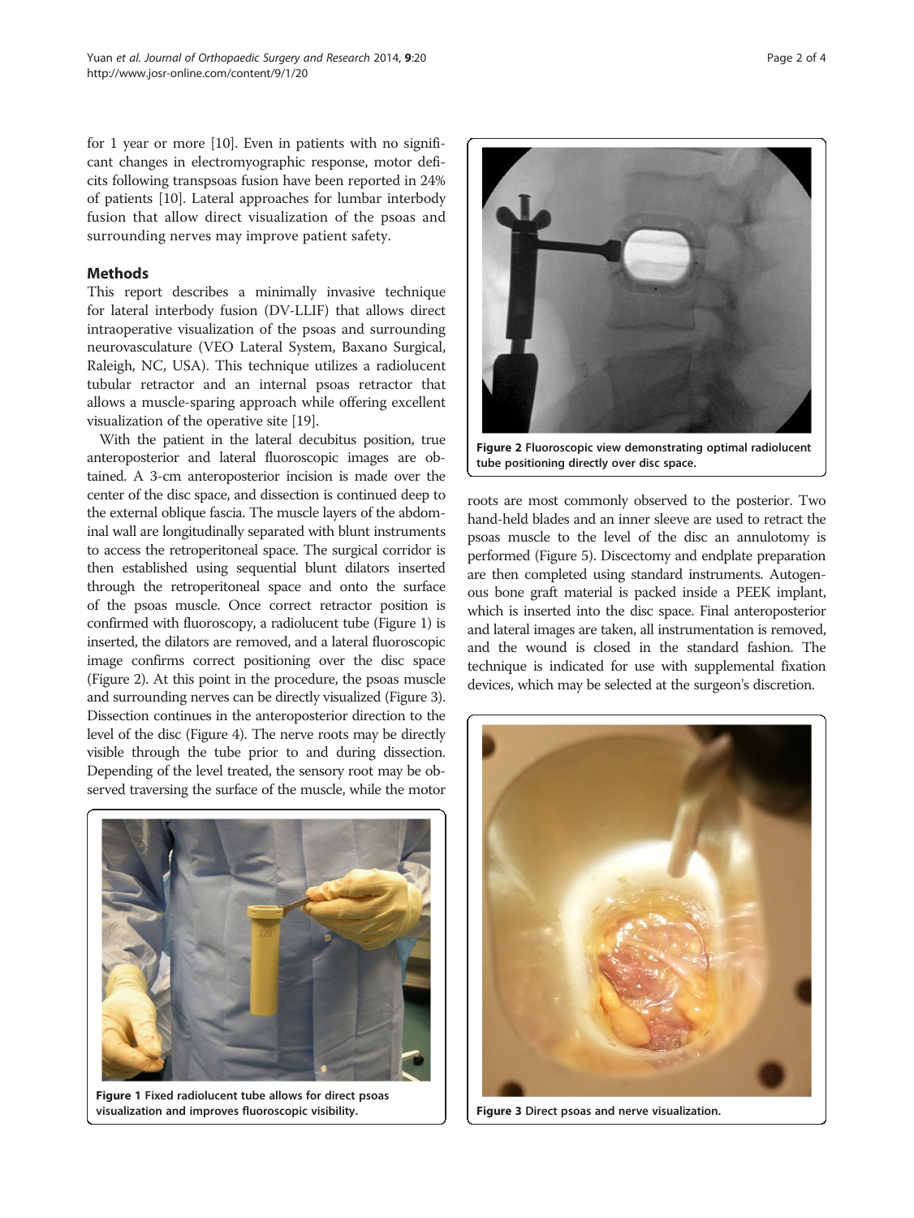for 1 year or more [10]. Even in patients with no significant changes in electromyographic response, motor deficits following transpsoas fusion have been reported in 24% of patients [10]. Lateral approaches for lumbar interbody fusion that allow direct visualization of the psoas and surrounding nerves may improve patient safety.

## Methods

This report describes a minimally invasive technique for lateral interbody fusion (DV-LLIF) that allows direct intraoperative visualization of the psoas and surrounding neurovasculature (VEO Lateral System, Baxano Surgical, Raleigh, NC, USA). This technique utilizes a radiolucent tubular retractor and an internal psoas retractor that allows a muscle-sparing approach while offering excellent visualization of the operative site [19].

With the patient in the lateral decubitus position, true anteroposterior and lateral fluoroscopic images are obtained. A 3-cm anteroposterior incision is made over the center of the disc space, and dissection is continued deep to the external oblique fascia. The muscle layers of the abdominal wall are longitudinally separated with blunt instruments to access the retroperitoneal space. The surgical corridor is then established using sequential blunt dilators inserted through the retroperitoneal space and onto the surface of the psoas muscle. Once correct retractor position is confirmed with fluoroscopy, a radiolucent tube (Figure 1) is inserted, the dilators are removed, and a lateral fluoroscopic image confirms correct positioning over the disc space (Figure 2). At this point in the procedure, the psoas muscle and surrounding nerves can be directly visualized (Figure 3). Dissection continues in the anteroposterior direction to the level of the disc (Figure 4). The nerve roots may be directly visible through the tube prior to and during dissection. Depending of the level treated, the sensory root may be observed traversing the surface of the muscle, while the motor roots are most commonly observed to the posterior. Two hand-held blades and an inner sleeve are used to retract the psoas muscle to the level of the disc an annulotomy is performed (Figure 5). Discectomy and endplate preparation are then completed using standard instruments. Autogenous bone graft material is packed inside a PEEK implant, which is inserted into the disc space. Final anteroposterior and lateral images are taken, all instrumentation is removed, and the wound is closed in the standard fashion. The technique is indicated for use with supplemental fixation devices, which may be selected at the surgeon's discretion.

**Figure 1** Fixed radiolucent tube allows for direct psoas visualization and improves fluoroscopic visibility.

**Figure 2** Fluoroscopic view demonstrating optimal radiolucent tube positioning directly over disc space.

**Figure 3** Direct psoas and nerve visualization.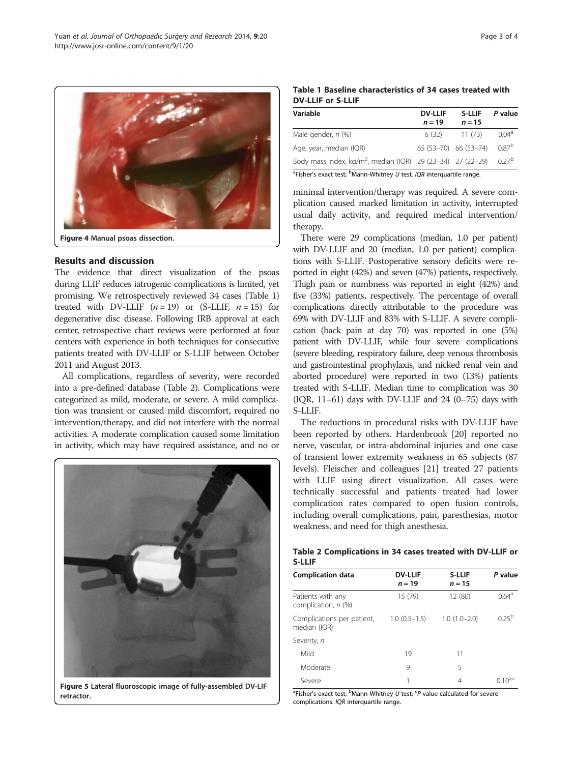Figure 4 Manual psoas dissection.

## Results and discussion

The evidence that direct visualization of the psoas during LLIF reduces iatrogenic complications is limited, yet promising. We retrospectively reviewed 34 cases (Table 1) treated with DV-LLIF ($n = 19$) or (S-LLIF, $n = 15$) for degenerative disc disease. Following IRB approval at each center, retrospective chart reviews were performed at four centers with experience in both techniques for consecutive patients treated with DV-LLIF or S-LLIF between October 2011 and August 2013.

All complications, regardless of severity, were recorded into a pre-defined database (Table 2). Complications were categorized as mild, moderate, or severe. A mild complication was transient or caused mild discomfort, required no intervention/therapy, and did not interfere with the normal activities. A moderate complication caused some limitation in activity, which may have required assistance, and no or minimal intervention/therapy was required. A severe complication caused marked limitation in activity, interrupted usual daily activity, and required medical intervention/therapy.

Figure 5 Lateral fluoroscopic image of fully-assembled DV-LIF retractor.

**Table 1 Baseline characteristics of 34 cases treated with DV-LLIF or S-LLIF**

| Variable | DV-LLIF $n = 19$ | S-LLIF $n = 15$ | P value |
|---|---|---|---|
| Male gender, *n* (%) | 6 (32) | 11 (73) | 0.04[a] |
| Age, year, median (IQR) | 65 (53–70) | 66 (53–74) | 0.87[b] |
| Body mass index, kg/m$^2$, median (IQR) | 29 (23–34) | 27 (22–29) | 0.27[b] |

[a]Fisher's exact test; [b]Mann-Whitney *U* test. *IQR* interquartile range.

There were 29 complications (median, 1.0 per patient) with DV-LLIF and 20 (median, 1.0 per patient) complications with S-LLIF. Postoperative sensory deficits were reported in eight (42%) and seven (47%) patients, respectively. Thigh pain or numbness was reported in eight (42%) and five (33%) patients, respectively. The percentage of overall complications directly attributable to the procedure was 69% with DV-LLIF and 83% with S-LLIF. A severe complication (back pain at day 70) was reported in one (5%) patient with DV-LLIF, while four severe complications (severe bleeding, respiratory failure, deep venous thrombosis and gastrointestinal prophylaxis, and nicked renal vein and aborted procedure) were reported in two (13%) patients treated with S-LLIF. Median time to complication was 30 (IQR, 11–61) days with DV-LLIF and 24 (0–75) days with S-LLIF.

The reductions in procedural risks with DV-LLIF have been reported by others. Hardenbrook [20] reported no nerve, vascular, or intra-abdominal injuries and one case of transient lower extremity weakness in 65 subjects (87 levels). Fleischer and colleagues [21] treated 27 patients with LLIF using direct visualization. All cases were technically successful and patients treated had lower complication rates compared to open fusion controls, including overall complications, pain, paresthesias, motor weakness, and need for thigh anesthesia.

**Table 2 Complications in 34 cases treated with DV-LLIF or S-LLIF**

| Complication data | DV-LLIF $n = 19$ | S-LLIF $n = 15$ | P value |
|---|---|---|---|
| Patients with any complication, *n* (%) | 15 (79) | 12 (80) | 0.64[a] |
| Complications per patient, median (IQR) | 1.0 (0.5–1.5) | 1.0 (1.0–2.0) | 0.25[b] |
| Severity, *n* | | | |
| Mild | 19 | 11 | |
| Moderate | 9 | 5 | |
| Severe | 1 | 4 | 0.10[a,c] |

[a]Fisher's exact test; [b]Mann-Whitney *U* test; [c]*P* value calculated for severe complications. *IQR* interquartile range.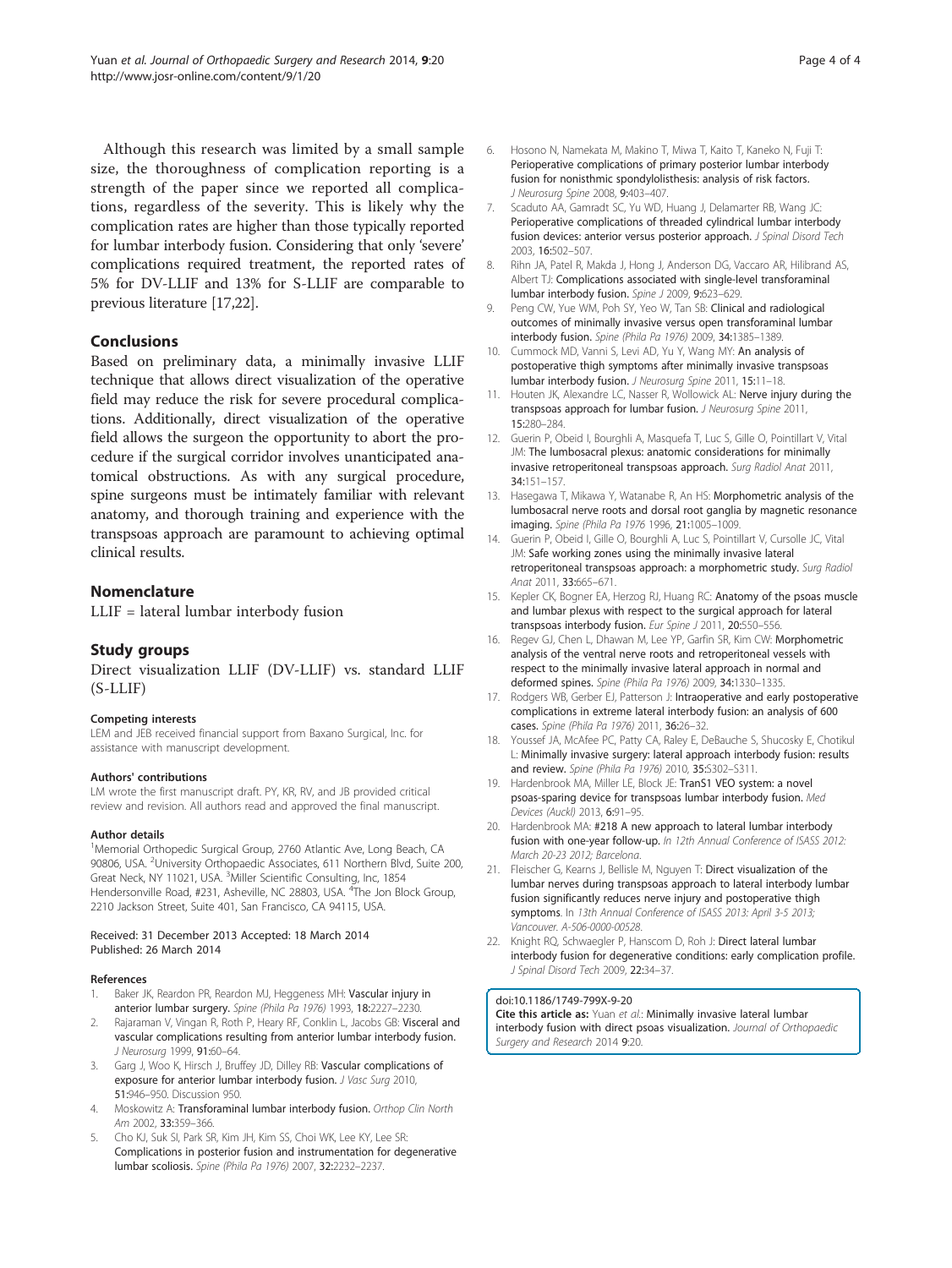Although this research was limited by a small sample size, the thoroughness of complication reporting is a strength of the paper since we reported all complications, regardless of the severity. This is likely why the complication rates are higher than those typically reported for lumbar interbody fusion. Considering that only 'severe' complications required treatment, the reported rates of 5% for DV-LLIF and 13% for S-LLIF are comparable to previous literature [17,22].

## Conclusions

Based on preliminary data, a minimally invasive LLIF technique that allows direct visualization of the operative field may reduce the risk for severe procedural complications. Additionally, direct visualization of the operative field allows the surgeon the opportunity to abort the procedure if the surgical corridor involves unanticipated anatomical obstructions. As with any surgical procedure, spine surgeons must be intimately familiar with relevant anatomy, and thorough training and experience with the transpsoas approach are paramount to achieving optimal clinical results.

## Nomenclature

LLIF = lateral lumbar interbody fusion

## Study groups

Direct visualization LLIF (DV-LLIF) vs. standard LLIF (S-LLIF)

### Competing interests

LEM and JEB received financial support from Baxano Surgical, Inc. for assistance with manuscript development.

### Authors' contributions

LM wrote the first manuscript draft. PY, KR, RV, and JB provided critical review and revision. All authors read and approved the final manuscript.

### Author details

[1]Memorial Orthopedic Surgical Group, 2760 Atlantic Ave, Long Beach, CA 90806, USA. [2]University Orthopaedic Associates, 611 Northern Blvd, Suite 200, Great Neck, NY 11021, USA. [3]Miller Scientific Consulting, Inc, 1854 Hendersonville Road, #231, Asheville, NC 28803, USA. [4]The Jon Block Group, 2210 Jackson Street, Suite 401, San Francisco, CA 94115, USA.

Received: 31 December 2013 Accepted: 18 March 2014
Published: 26 March 2014

### References

1. Baker JK, Reardon PR, Reardon MJ, Heggeness MH: **Vascular injury in anterior lumbar surgery.** *Spine (Phila Pa 1976)* 1993, **18:**2227–2230.
2. Rajaraman V, Vingan R, Roth P, Heary RF, Conklin L, Jacobs GB: **Visceral and vascular complications resulting from anterior lumbar interbody fusion.** *J Neurosurg* 1999, **91:**60–64.
3. Garg J, Woo K, Hirsch J, Bruffey JD, Dilley RB: **Vascular complications of exposure for anterior lumbar interbody fusion.** *J Vasc Surg* 2010, **51:**946–950. Discussion 950.
4. Moskowitz A: **Transforaminal lumbar interbody fusion.** *Orthop Clin North Am* 2002, **33:**359–366.
5. Cho KJ, Suk SI, Park SR, Kim JH, Kim SS, Choi WK, Lee KY, Lee SR: **Complications in posterior fusion and instrumentation for degenerative lumbar scoliosis.** *Spine (Phila Pa 1976)* 2007, **32:**2232–2237.
6. Hosono N, Namekata M, Makino T, Miwa T, Kaito T, Kaneko N, Fuji T: **Perioperative complications of primary posterior lumbar interbody fusion for nonisthmic spondylolisthesis: analysis of risk factors.** *J Neurosurg Spine* 2008, **9:**403–407.
7. Scaduto AA, Gamradt SC, Yu WD, Huang J, Delamarter RB, Wang JC: **Perioperative complications of threaded cylindrical lumbar interbody fusion devices: anterior versus posterior approach.** *J Spinal Disord Tech* 2003, **16:**502–507.
8. Rihn JA, Patel R, Makda J, Hong J, Anderson DG, Vaccaro AR, Hilibrand AS, Albert TJ: **Complications associated with single-level transforaminal lumbar interbody fusion.** *Spine J* 2009, **9:**623–629.
9. Peng CW, Yue WM, Poh SY, Yeo W, Tan SB: **Clinical and radiological outcomes of minimally invasive versus open transforaminal lumbar interbody fusion.** *Spine (Phila Pa 1976)* 2009, **34:**1385–1389.
10. Cummock MD, Vanni S, Levi AD, Yu Y, Wang MY: **An analysis of postoperative thigh symptoms after minimally invasive transpsoas lumbar interbody fusion.** *J Neurosurg Spine* 2011, **15:**11–18.
11. Houten JK, Alexandre LC, Nasser R, Wollowick AL: **Nerve injury during the transpsoas approach for lumbar fusion.** *J Neurosurg Spine* 2011, **15:**280–284.
12. Guerin P, Obeid I, Bourghli A, Masquefa T, Luc S, Gille O, Pointillart V, Vital JM: **The lumbosacral plexus: anatomic considerations for minimally invasive retroperitoneal transpsoas approach.** *Surg Radiol Anat* 2011, **34:**151–157.
13. Hasegawa T, Mikawa Y, Watanabe R, An HS: **Morphometric analysis of the lumbosacral nerve roots and dorsal root ganglia by magnetic resonance imaging.** *Spine (Phila Pa 1976* 1996, **21:**1005–1009.
14. Guerin P, Obeid I, Gille O, Bourghli A, Luc S, Pointillart V, Cursolle JC, Vital JM: **Safe working zones using the minimally invasive lateral retroperitoneal transpsoas approach: a morphometric study.** *Surg Radiol Anat* 2011, **33:**665–671.
15. Kepler CK, Bogner EA, Herzog RJ, Huang RC: **Anatomy of the psoas muscle and lumbar plexus with respect to the surgical approach for lateral transpsoas interbody fusion.** *Eur Spine J* 2011, **20:**550–556.
16. Regev GJ, Chen L, Dhawan M, Lee YP, Garfin SR, Kim CW: **Morphometric analysis of the ventral nerve roots and retroperitoneal vessels with respect to the minimally invasive lateral approach in normal and deformed spines.** *Spine (Phila Pa 1976)* 2009, **34:**1330–1335.
17. Rodgers WB, Gerber EJ, Patterson J: **Intraoperative and early postoperative complications in extreme lateral interbody fusion: an analysis of 600 cases.** *Spine (Phila Pa 1976)* 2011, **36:**26–32.
18. Youssef JA, McAfee PC, Patty CA, Raley E, DeBauche S, Shucosky E, Chotikul L: **Minimally invasive surgery: lateral approach interbody fusion: results and review.** *Spine (Phila Pa 1976)* 2010, **35:**S302–S311.
19. Hardenbrook MA, Miller LE, Block JE: **TranS1 VEO system: a novel psoas-sparing device for transpsoas lumbar interbody fusion.** *Med Devices (Auckl)* 2013, **6:**91–95.
20. Hardenbrook MA: **#218 A new approach to lateral lumbar interbody fusion with one-year follow-up.** *In 12th Annual Conference of ISASS 2012: March 20-23 2012; Barcelona.*
21. Fleischer G, Kearns J, Bellisle M, Nguyen T: **Direct visualization of the lumbar nerves during transpsoas approach to lateral interbody lumbar fusion significantly reduces nerve injury and postoperative thigh symptoms.** In *13th Annual Conference of ISASS 2013: April 3-5 2013; Vancouver. A-506-0000-00528.*
22. Knight RQ, Schwaegler P, Hanscom D, Roh J: **Direct lateral lumbar interbody fusion for degenerative conditions: early complication profile.** *J Spinal Disord Tech* 2009, **22:**34–37.

doi:10.1186/1749-799X-9-20
**Cite this article as:** Yuan *et al.*: Minimally invasive lateral lumbar interbody fusion with direct psoas visualization. *Journal of Orthopaedic Surgery and Research* 2014 **9**:20.